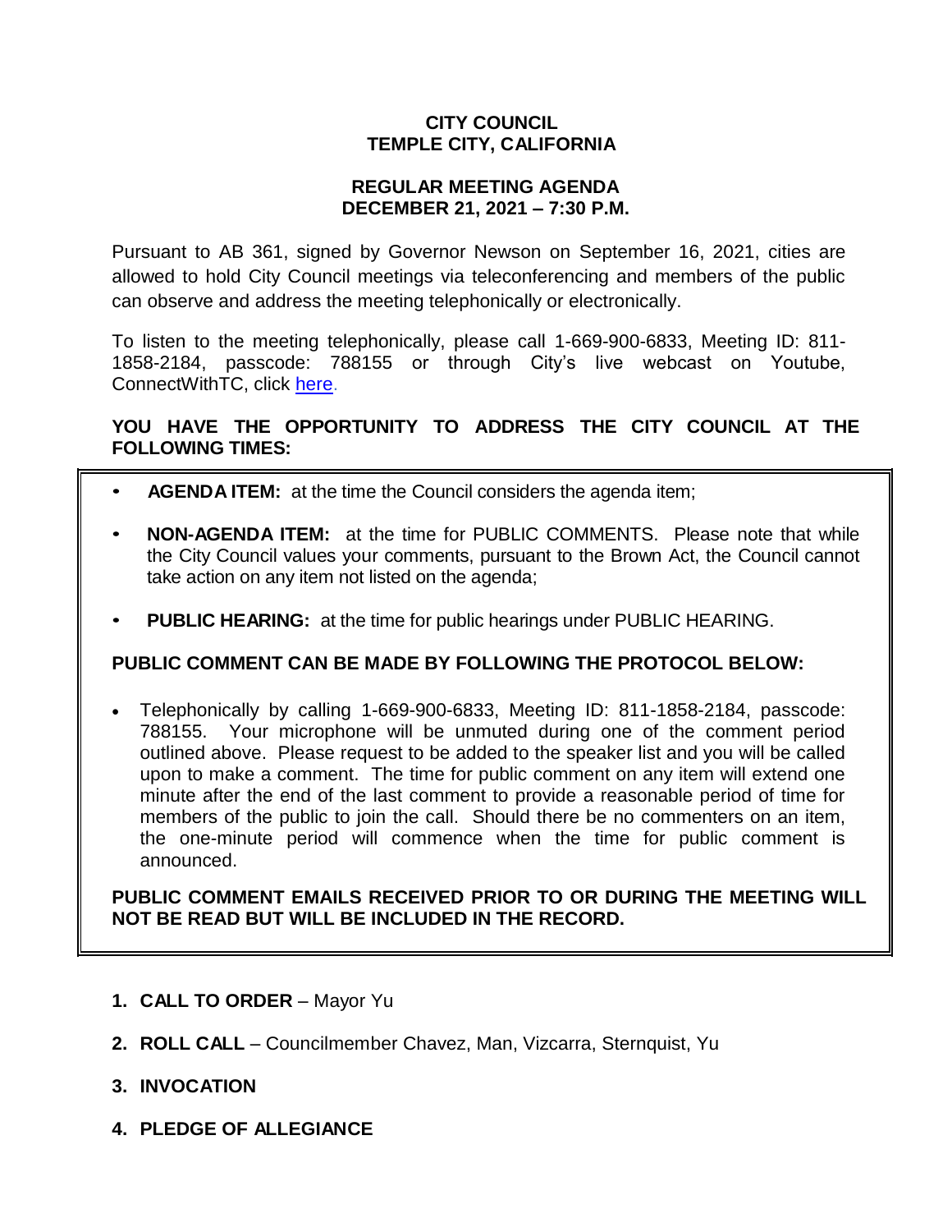# CITY COUNCIL
# TEMPLE CITY, CALIFORNIA

## REGULAR MEETING AGENDA
## DECEMBER 21, 2021 – 7:30 P.M.

Pursuant to AB 361, signed by Governor Newson on September 16, 2021, cities are allowed to hold City Council meetings via teleconferencing and members of the public can observe and address the meeting telephonically or electronically.

To listen to the meeting telephonically, please call 1-669-900-6833, Meeting ID: 811-1858-2184, passcode: 788155 or through City's live webcast on Youtube, ConnectWithTC, click here.

**YOU HAVE THE OPPORTUNITY TO ADDRESS THE CITY COUNCIL AT THE FOLLOWING TIMES:**

- **AGENDA ITEM:** at the time the Council considers the agenda item;
- **NON-AGENDA ITEM:** at the time for PUBLIC COMMENTS. Please note that while the City Council values your comments, pursuant to the Brown Act, the Council cannot take action on any item not listed on the agenda;
- **PUBLIC HEARING:** at the time for public hearings under PUBLIC HEARING.

**PUBLIC COMMENT CAN BE MADE BY FOLLOWING THE PROTOCOL BELOW:**

- Telephonically by calling 1-669-900-6833, Meeting ID: 811-1858-2184, passcode: 788155. Your microphone will be unmuted during one of the comment period outlined above. Please request to be added to the speaker list and you will be called upon to make a comment. The time for public comment on any item will extend one minute after the end of the last comment to provide a reasonable period of time for members of the public to join the call. Should there be no commenters on an item, the one-minute period will commence when the time for public comment is announced.

**PUBLIC COMMENT EMAILS RECEIVED PRIOR TO OR DURING THE MEETING WILL NOT BE READ BUT WILL BE INCLUDED IN THE RECORD.**

1. **CALL TO ORDER** – Mayor Yu
2. **ROLL CALL** – Councilmember Chavez, Man, Vizcarra, Sternquist, Yu
3. **INVOCATION**
4. **PLEDGE OF ALLEGIANCE**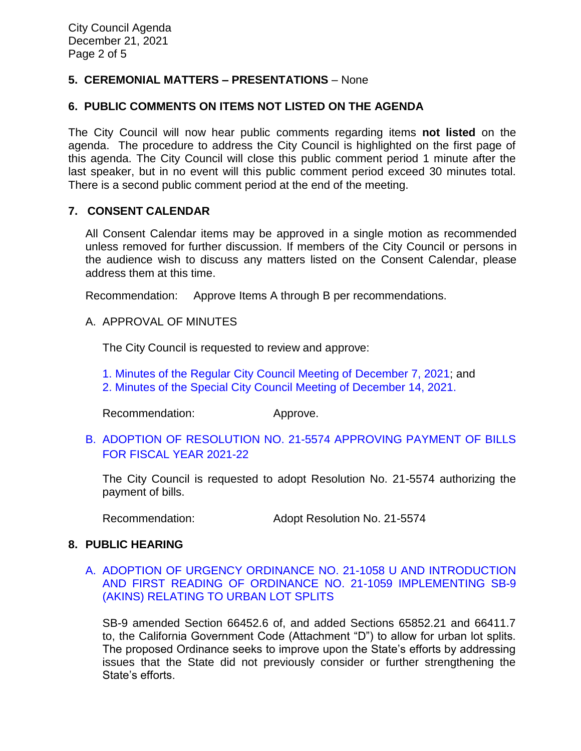## 5. CEREMONIAL MATTERS – PRESENTATIONS – None

## 6. PUBLIC COMMENTS ON ITEMS NOT LISTED ON THE AGENDA

The City Council will now hear public comments regarding items **not listed** on the agenda. The procedure to address the City Council is highlighted on the first page of this agenda. The City Council will close this public comment period 1 minute after the last speaker, but in no event will this public comment period exceed 30 minutes total. There is a second public comment period at the end of the meeting.

## 7. CONSENT CALENDAR

All Consent Calendar items may be approved in a single motion as recommended unless removed for further discussion. If members of the City Council or persons in the audience wish to discuss any matters listed on the Consent Calendar, please address them at this time.

Recommendation: Approve Items A through B per recommendations.

A. APPROVAL OF MINUTES

The City Council is requested to review and approve:

1. Minutes of the Regular City Council Meeting of December 7, 2021; and
2. Minutes of the Special City Council Meeting of December 14, 2021.

Recommendation: Approve.

B. ADOPTION OF RESOLUTION NO. 21-5574 APPROVING PAYMENT OF BILLS FOR FISCAL YEAR 2021-22

The City Council is requested to adopt Resolution No. 21-5574 authorizing the payment of bills.

Recommendation: Adopt Resolution No. 21-5574

## 8. PUBLIC HEARING

A. ADOPTION OF URGENCY ORDINANCE NO. 21-1058 U AND INTRODUCTION AND FIRST READING OF ORDINANCE NO. 21-1059 IMPLEMENTING SB-9 (AKINS) RELATING TO URBAN LOT SPLITS

SB-9 amended Section 66452.6 of, and added Sections 65852.21 and 66411.7 to, the California Government Code (Attachment "D") to allow for urban lot splits. The proposed Ordinance seeks to improve upon the State's efforts by addressing issues that the State did not previously consider or further strengthening the State's efforts.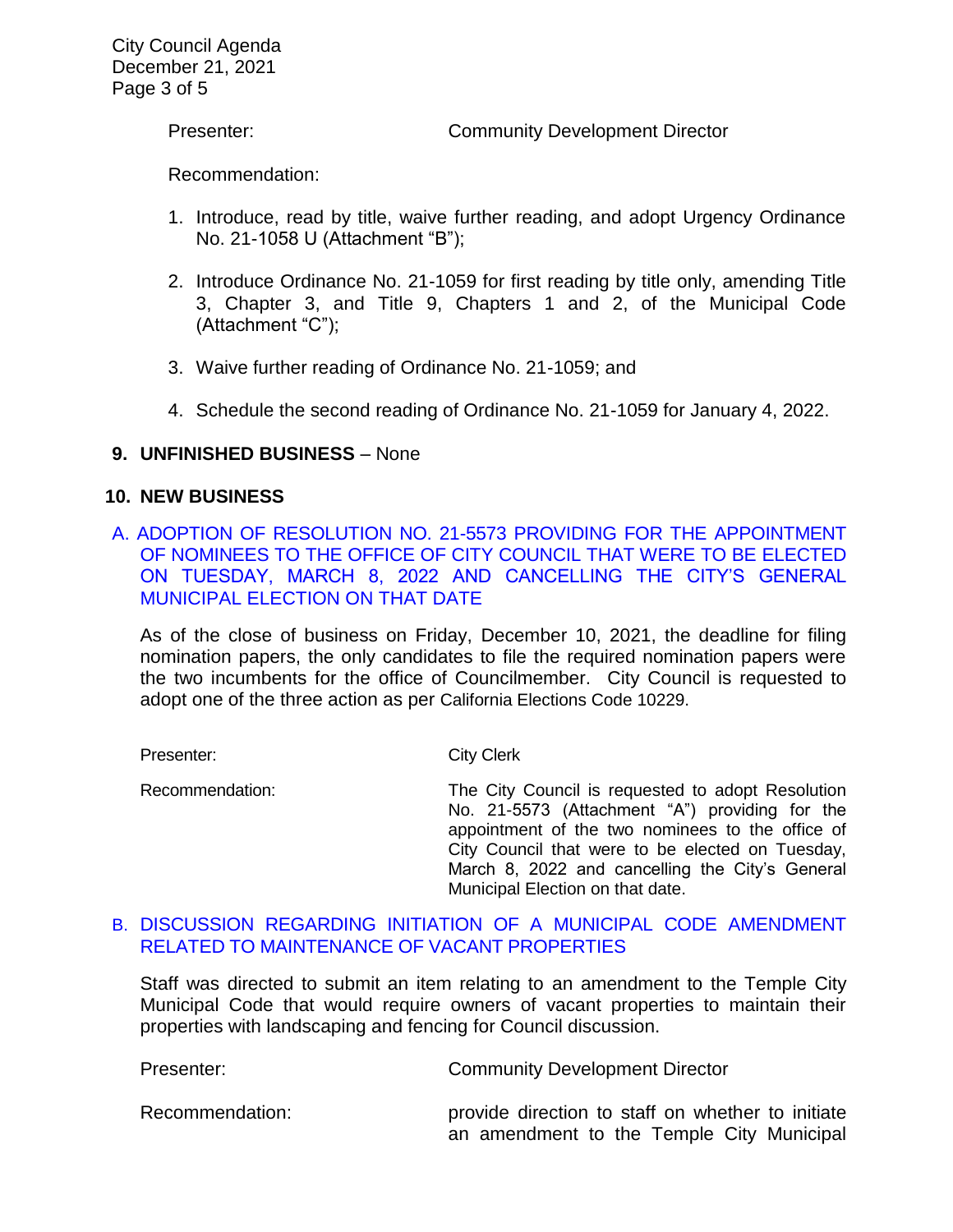Presenter: Community Development Director

Recommendation:

1. Introduce, read by title, waive further reading, and adopt Urgency Ordinance No. 21-1058 U (Attachment "B");

2. Introduce Ordinance No. 21-1059 for first reading by title only, amending Title 3, Chapter 3, and Title 9, Chapters 1 and 2, of the Municipal Code (Attachment "C");

3. Waive further reading of Ordinance No. 21-1059; and

4. Schedule the second reading of Ordinance No. 21-1059 for January 4, 2022.

## 9. UNFINISHED BUSINESS – None

## 10. NEW BUSINESS

### A. ADOPTION OF RESOLUTION NO. 21-5573 PROVIDING FOR THE APPOINTMENT OF NOMINEES TO THE OFFICE OF CITY COUNCIL THAT WERE TO BE ELECTED ON TUESDAY, MARCH 8, 2022 AND CANCELLING THE CITY'S GENERAL MUNICIPAL ELECTION ON THAT DATE

As of the close of business on Friday, December 10, 2021, the deadline for filing nomination papers, the only candidates to file the required nomination papers were the two incumbents for the office of Councilmember. City Council is requested to adopt one of the three action as per California Elections Code 10229.

Presenter: City Clerk

Recommendation: The City Council is requested to adopt Resolution No. 21-5573 (Attachment "A") providing for the appointment of the two nominees to the office of City Council that were to be elected on Tuesday, March 8, 2022 and cancelling the City's General Municipal Election on that date.

### B. DISCUSSION REGARDING INITIATION OF A MUNICIPAL CODE AMENDMENT RELATED TO MAINTENANCE OF VACANT PROPERTIES

Staff was directed to submit an item relating to an amendment to the Temple City Municipal Code that would require owners of vacant properties to maintain their properties with landscaping and fencing for Council discussion.

Presenter: Community Development Director

Recommendation: provide direction to staff on whether to initiate an amendment to the Temple City Municipal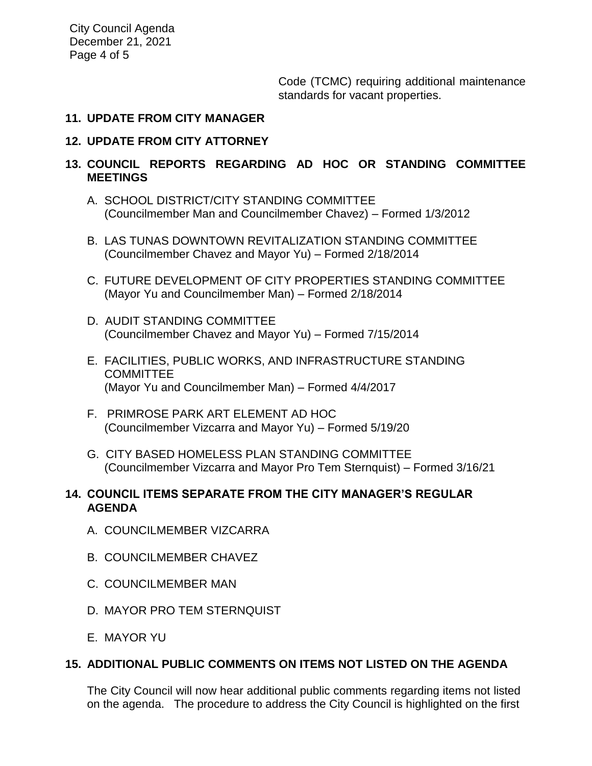Code (TCMC) requiring additional maintenance standards for vacant properties.

## 11. UPDATE FROM CITY MANAGER

## 12. UPDATE FROM CITY ATTORNEY

## 13. COUNCIL REPORTS REGARDING AD HOC OR STANDING COMMITTEE MEETINGS

A. SCHOOL DISTRICT/CITY STANDING COMMITTEE
(Councilmember Man and Councilmember Chavez) – Formed 1/3/2012

B. LAS TUNAS DOWNTOWN REVITALIZATION STANDING COMMITTEE
(Councilmember Chavez and Mayor Yu) – Formed 2/18/2014

C. FUTURE DEVELOPMENT OF CITY PROPERTIES STANDING COMMITTEE
(Mayor Yu and Councilmember Man) – Formed 2/18/2014

D. AUDIT STANDING COMMITTEE
(Councilmember Chavez and Mayor Yu) – Formed 7/15/2014

E. FACILITIES, PUBLIC WORKS, AND INFRASTRUCTURE STANDING COMMITTEE
(Mayor Yu and Councilmember Man) – Formed 4/4/2017

F. PRIMROSE PARK ART ELEMENT AD HOC
(Councilmember Vizcarra and Mayor Yu) – Formed 5/19/20

G. CITY BASED HOMELESS PLAN STANDING COMMITTEE
(Councilmember Vizcarra and Mayor Pro Tem Sternquist) – Formed 3/16/21

## 14. COUNCIL ITEMS SEPARATE FROM THE CITY MANAGER'S REGULAR AGENDA

A. COUNCILMEMBER VIZCARRA

B. COUNCILMEMBER CHAVEZ

C. COUNCILMEMBER MAN

D. MAYOR PRO TEM STERNQUIST

E. MAYOR YU

## 15. ADDITIONAL PUBLIC COMMENTS ON ITEMS NOT LISTED ON THE AGENDA

The City Council will now hear additional public comments regarding items not listed on the agenda. The procedure to address the City Council is highlighted on the first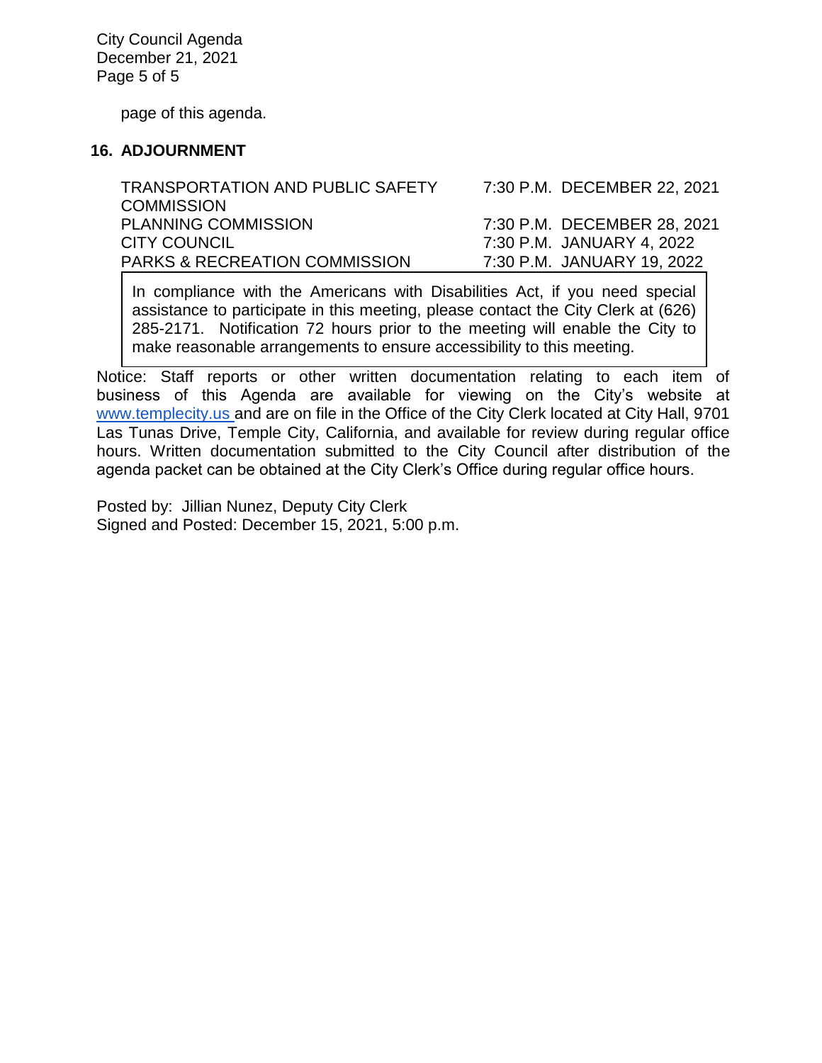page of this agenda.

## 16. ADJOURNMENT

| | |
|---|---|
| TRANSPORTATION AND PUBLIC SAFETY COMMISSION | 7:30 P.M. DECEMBER 22, 2021 |
| PLANNING COMMISSION | 7:30 P.M. DECEMBER 28, 2021 |
| CITY COUNCIL | 7:30 P.M. JANUARY 4, 2022 |
| PARKS & RECREATION COMMISSION | 7:30 P.M. JANUARY 19, 2022 |

In compliance with the Americans with Disabilities Act, if you need special assistance to participate in this meeting, please contact the City Clerk at (626) 285-2171. Notification 72 hours prior to the meeting will enable the City to make reasonable arrangements to ensure accessibility to this meeting.

Notice: Staff reports or other written documentation relating to each item of business of this Agenda are available for viewing on the City's website at [www.templecity.us](http://www.templecity.us) and are on file in the Office of the City Clerk located at City Hall, 9701 Las Tunas Drive, Temple City, California, and available for review during regular office hours. Written documentation submitted to the City Council after distribution of the agenda packet can be obtained at the City Clerk's Office during regular office hours.

Posted by: Jillian Nunez, Deputy City Clerk
Signed and Posted: December 15, 2021, 5:00 p.m.